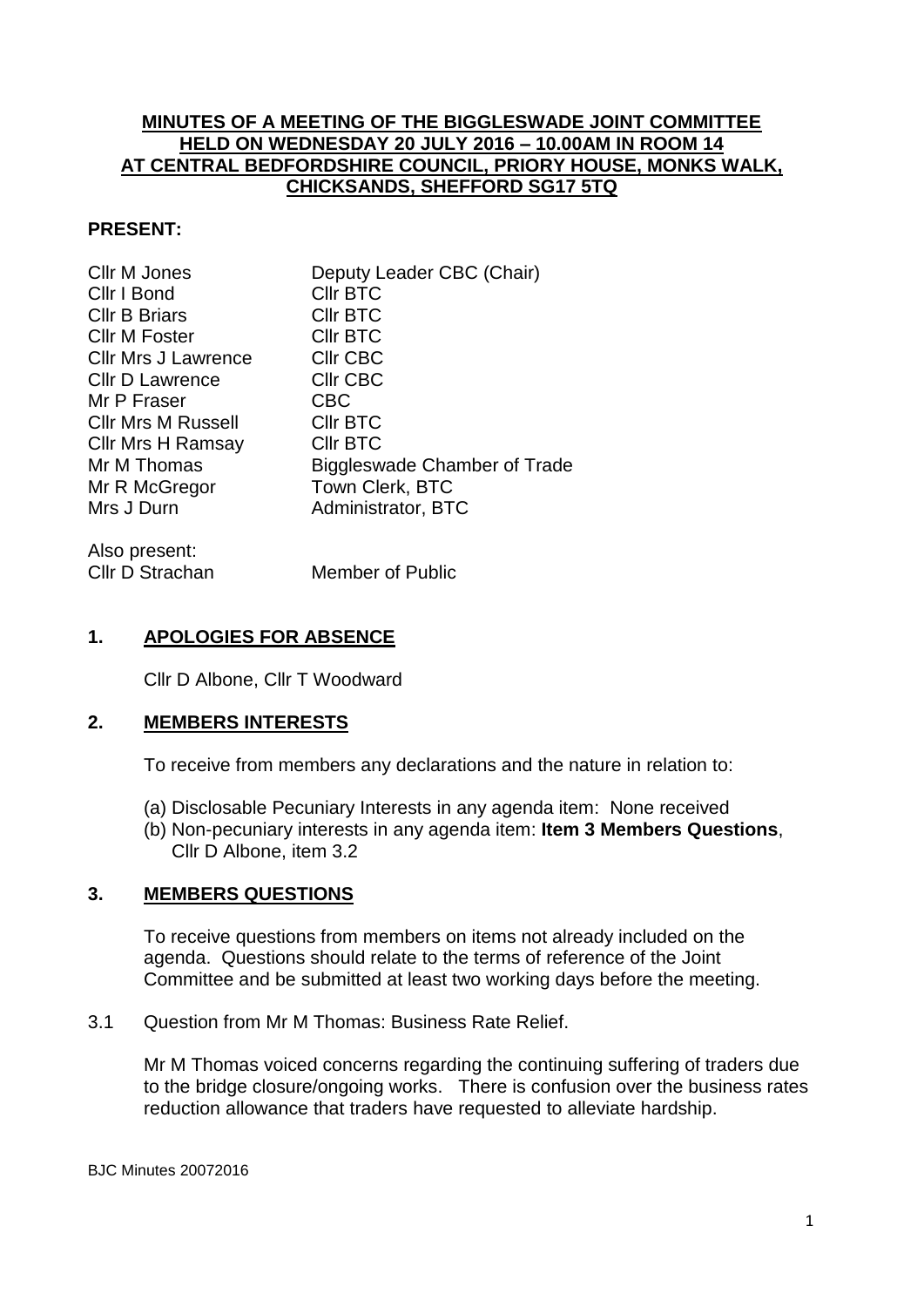**MINUTES OF A MEETING OF THE BIGGLESWADE JOINT COMMITTEE HELD ON WEDNESDAY 20 JULY 2016 – 10.00AM IN ROOM 14 AT CENTRAL BEDFORDSHIRE COUNCIL, PRIORY HOUSE, MONKS WALK, CHICKSANDS, SHEFFORD SG17 5TQ**

**PRESENT:**

| | |
|---|---|
| Cllr M Jones | Deputy Leader CBC (Chair) |
| Cllr I Bond | Cllr BTC |
| Cllr B Briars | Cllr BTC |
| Cllr M Foster | Cllr BTC |
| Cllr Mrs J Lawrence | Cllr CBC |
| Cllr D Lawrence | Cllr CBC |
| Mr P Fraser | CBC |
| Cllr Mrs M Russell | Cllr BTC |
| Cllr Mrs H Ramsay | Cllr BTC |
| Mr M Thomas | Biggleswade Chamber of Trade |
| Mr R McGregor | Town Clerk, BTC |
| Mrs J Durn | Administrator, BTC |

Also present:

| | |
|---|---|
| Cllr D Strachan | Member of Public |

## 1. APOLOGIES FOR ABSENCE

Cllr D Albone, Cllr T Woodward

## 2. MEMBERS INTERESTS

To receive from members any declarations and the nature in relation to:

(a) Disclosable Pecuniary Interests in any agenda item: None received
(b) Non-pecuniary interests in any agenda item: **Item 3 Members Questions**, Cllr D Albone, item 3.2

## 3. MEMBERS QUESTIONS

To receive questions from members on items not already included on the agenda. Questions should relate to the terms of reference of the Joint Committee and be submitted at least two working days before the meeting.

3.1 Question from Mr M Thomas: Business Rate Relief.

Mr M Thomas voiced concerns regarding the continuing suffering of traders due to the bridge closure/ongoing works. There is confusion over the business rates reduction allowance that traders have requested to alleviate hardship.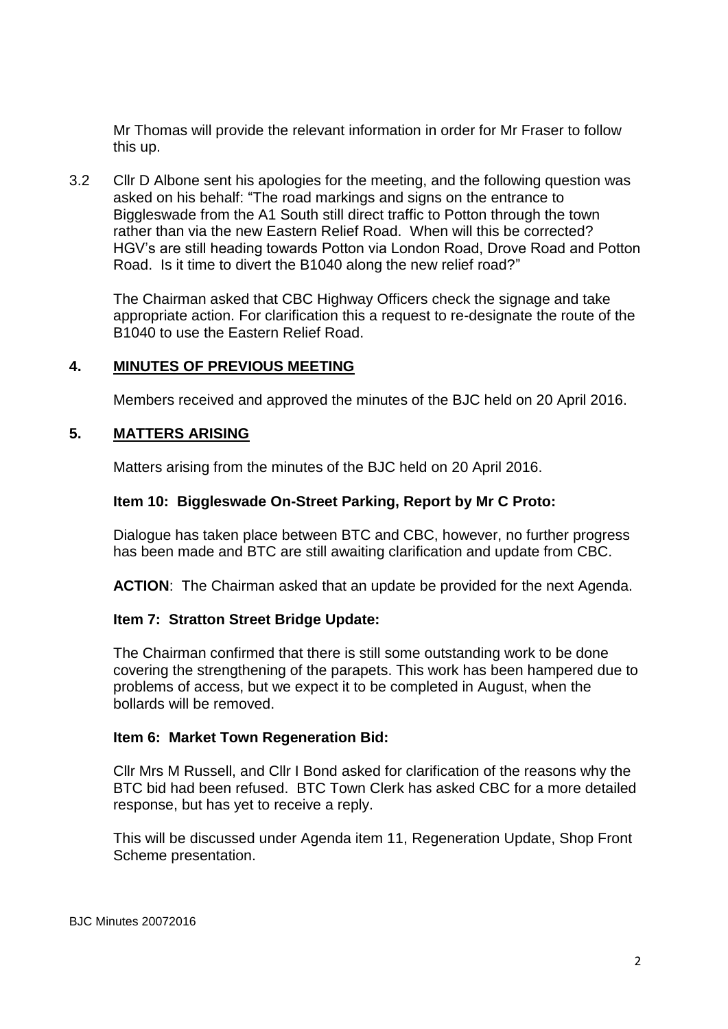Mr Thomas will provide the relevant information in order for Mr Fraser to follow this up.

3.2 Cllr D Albone sent his apologies for the meeting, and the following question was asked on his behalf: "The road markings and signs on the entrance to Biggleswade from the A1 South still direct traffic to Potton through the town rather than via the new Eastern Relief Road. When will this be corrected? HGV's are still heading towards Potton via London Road, Drove Road and Potton Road. Is it time to divert the B1040 along the new relief road?"

The Chairman asked that CBC Highway Officers check the signage and take appropriate action. For clarification this a request to re-designate the route of the B1040 to use the Eastern Relief Road.

## 4. MINUTES OF PREVIOUS MEETING

Members received and approved the minutes of the BJC held on 20 April 2016.

## 5. MATTERS ARISING

Matters arising from the minutes of the BJC held on 20 April 2016.

### Item 10: Biggleswade On-Street Parking, Report by Mr C Proto:

Dialogue has taken place between BTC and CBC, however, no further progress has been made and BTC are still awaiting clarification and update from CBC.

**ACTION**: The Chairman asked that an update be provided for the next Agenda.

### Item 7: Stratton Street Bridge Update:

The Chairman confirmed that there is still some outstanding work to be done covering the strengthening of the parapets. This work has been hampered due to problems of access, but we expect it to be completed in August, when the bollards will be removed.

### Item 6: Market Town Regeneration Bid:

Cllr Mrs M Russell, and Cllr I Bond asked for clarification of the reasons why the BTC bid had been refused. BTC Town Clerk has asked CBC for a more detailed response, but has yet to receive a reply.

This will be discussed under Agenda item 11, Regeneration Update, Shop Front Scheme presentation.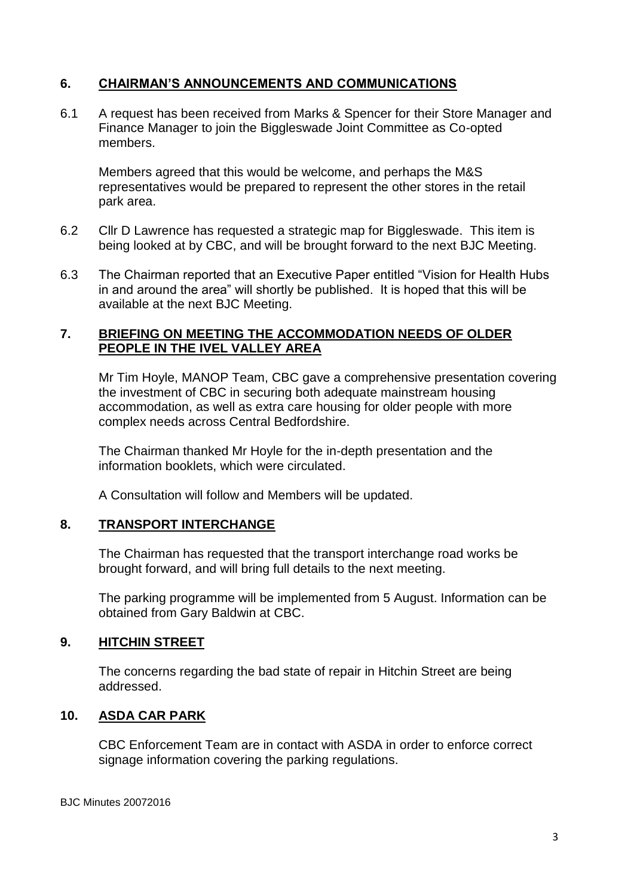## 6. CHAIRMAN'S ANNOUNCEMENTS AND COMMUNICATIONS

6.1 A request has been received from Marks & Spencer for their Store Manager and Finance Manager to join the Biggleswade Joint Committee as Co-opted members.

Members agreed that this would be welcome, and perhaps the M&S representatives would be prepared to represent the other stores in the retail park area.

6.2 Cllr D Lawrence has requested a strategic map for Biggleswade. This item is being looked at by CBC, and will be brought forward to the next BJC Meeting.

6.3 The Chairman reported that an Executive Paper entitled "Vision for Health Hubs in and around the area" will shortly be published. It is hoped that this will be available at the next BJC Meeting.

## 7. BRIEFING ON MEETING THE ACCOMMODATION NEEDS OF OLDER PEOPLE IN THE IVEL VALLEY AREA

Mr Tim Hoyle, MANOP Team, CBC gave a comprehensive presentation covering the investment of CBC in securing both adequate mainstream housing accommodation, as well as extra care housing for older people with more complex needs across Central Bedfordshire.

The Chairman thanked Mr Hoyle for the in-depth presentation and the information booklets, which were circulated.

A Consultation will follow and Members will be updated.

## 8. TRANSPORT INTERCHANGE

The Chairman has requested that the transport interchange road works be brought forward, and will bring full details to the next meeting.

The parking programme will be implemented from 5 August. Information can be obtained from Gary Baldwin at CBC.

## 9. HITCHIN STREET

The concerns regarding the bad state of repair in Hitchin Street are being addressed.

## 10. ASDA CAR PARK

CBC Enforcement Team are in contact with ASDA in order to enforce correct signage information covering the parking regulations.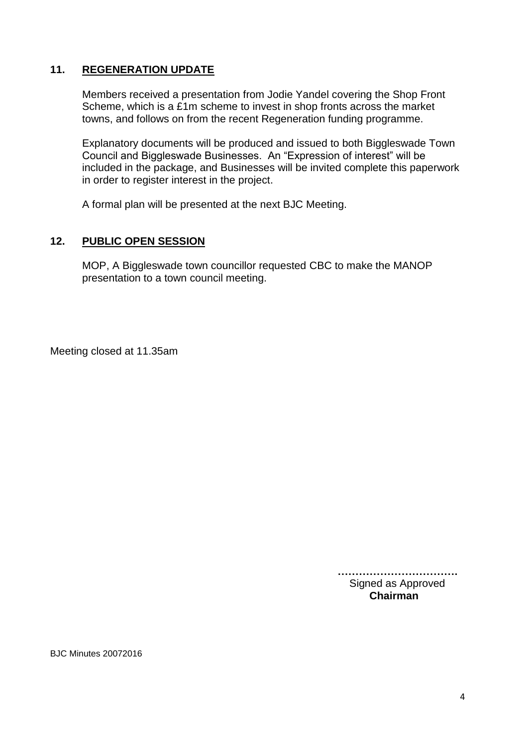## 11. REGENERATION UPDATE

Members received a presentation from Jodie Yandel covering the Shop Front Scheme, which is a £1m scheme to invest in shop fronts across the market towns, and follows on from the recent Regeneration funding programme.

Explanatory documents will be produced and issued to both Biggleswade Town Council and Biggleswade Businesses. An "Expression of interest" will be included in the package, and Businesses will be invited complete this paperwork in order to register interest in the project.

A formal plan will be presented at the next BJC Meeting.

## 12. PUBLIC OPEN SESSION

MOP, A Biggleswade town councillor requested CBC to make the MANOP presentation to a town council meeting.

Meeting closed at 11.35am

…………………………….
Signed as Approved
**Chairman**

BJC Minutes 20072016